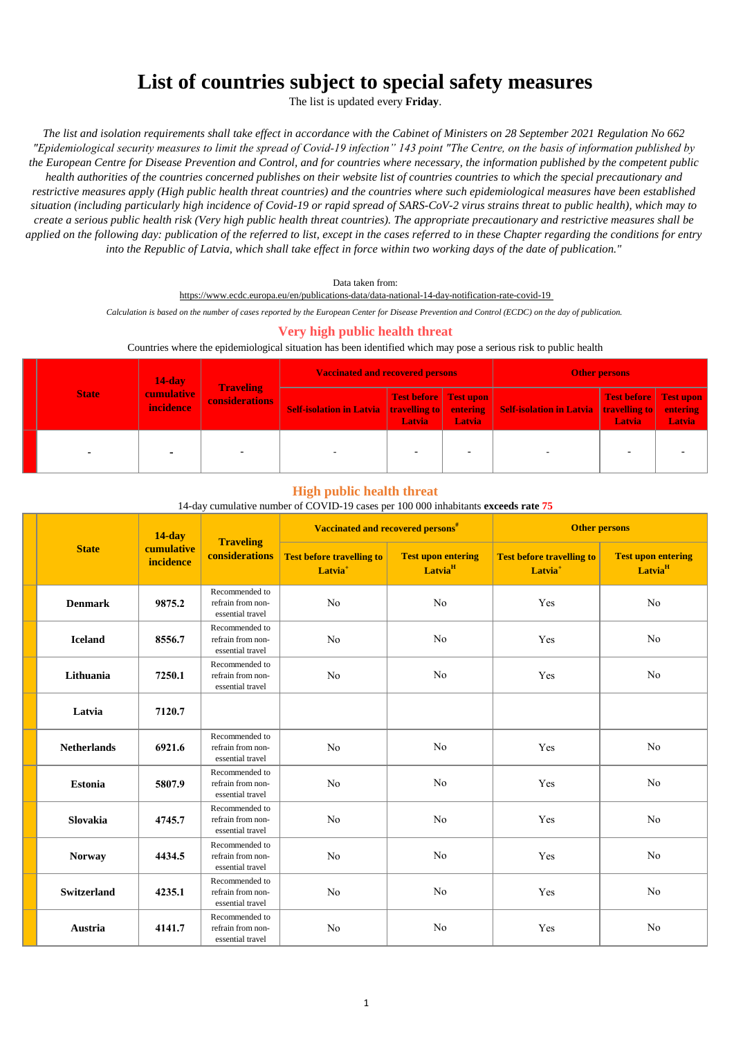# List of countries subject to special safety measures

The list is updated every **Friday**.

*The list and isolation requirements shall take effect in accordance with the Cabinet of Ministers on 28 September 2021 Regulation No 662 "Epidemiological security measures to limit the spread of Covid-19 infection" 143 point "The Centre, on the basis of information published by the European Centre for Disease Prevention and Control, and for countries where necessary, the information published by the competent public health authorities of the countries concerned publishes on their website list of countries countries to which the special precautionary and restrictive measures apply (High public health threat countries) and the countries where such epidemiological measures have been established situation (including particularly high incidence of Covid-19 or rapid spread of SARS-CoV-2 virus strains threat to public health), which may to create a serious public health risk (Very high public health threat countries). The appropriate precautionary and restrictive measures shall be applied on the following day: publication of the referred to list, except in the cases referred to in these Chapter regarding the conditions for entry into the Republic of Latvia, which shall take effect in force within two working days of the date of publication."*

Data taken from:

https://www.ecdc.europa.eu/en/publications-data/data-national-14-day-notification-rate-covid-19

*Calculation is based on the number of cases reported by the European Center for Disease Prevention and Control (ECDC) on the day of publication.*

## Very high public health threat

Countries where the epidemiological situation has been identified which may pose a serious risk to public health

| State | 14-day cumulative incidence | Traveling considerations | Vaccinated and recovered persons | | | Other persons | | |
|---|---|---|---|---|---|---|---|---|
| | | | Self-isolation in Latvia | Test before travelling to Latvia | Test upon entering Latvia | Self-isolation in Latvia | Test before travelling to Latvia | Test upon entering Latvia |
| - | - | - | - | - | - | - | - | - |

## High public health threat

14-day cumulative number of COVID-19 cases per 100 000 inhabitants **exceeds rate 75**

| State | 14-day cumulative incidence | Traveling considerations | Vaccinated and recovered persons[#] | | Other persons | |
|---|---|---|---|---|---|---|
| | | | Test before travelling to Latvia[+] | Test upon entering Latvia[H] | Test before travelling to Latvia[+] | Test upon entering Latvia[H] |
| **Denmark** | **9875.2** | Recommended to refrain from non-essential travel | No | No | Yes | No |
| **Iceland** | **8556.7** | Recommended to refrain from non-essential travel | No | No | Yes | No |
| **Lithuania** | **7250.1** | Recommended to refrain from non-essential travel | No | No | Yes | No |
| **Latvia** | **7120.7** | | | | | |
| **Netherlands** | **6921.6** | Recommended to refrain from non-essential travel | No | No | Yes | No |
| **Estonia** | **5807.9** | Recommended to refrain from non-essential travel | No | No | Yes | No |
| **Slovakia** | **4745.7** | Recommended to refrain from non-essential travel | No | No | Yes | No |
| **Norway** | **4434.5** | Recommended to refrain from non-essential travel | No | No | Yes | No |
| **Switzerland** | **4235.1** | Recommended to refrain from non-essential travel | No | No | Yes | No |
| **Austria** | **4141.7** | Recommended to refrain from non-essential travel | No | No | Yes | No |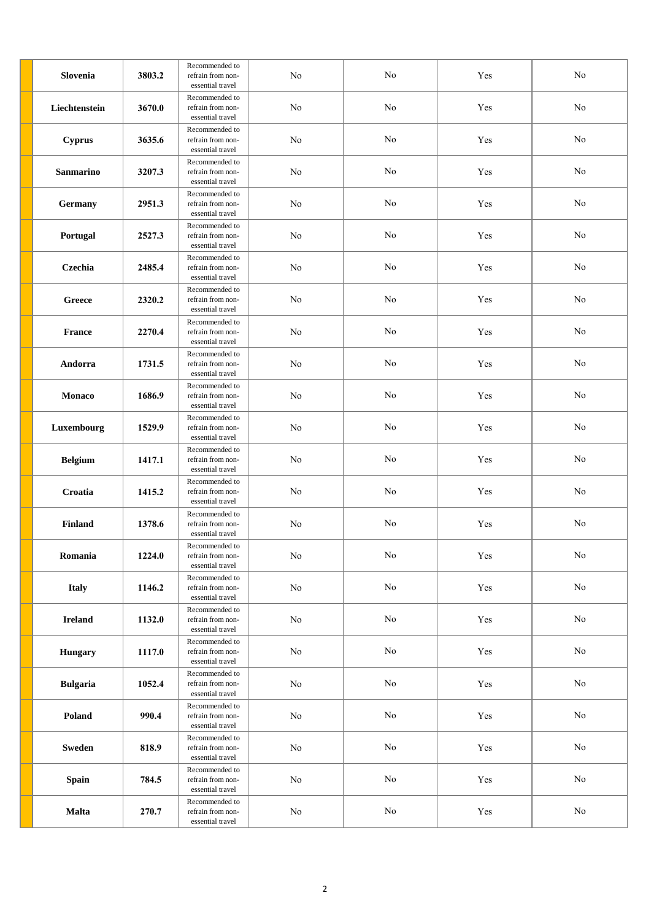| | | | | | | | |
|---|---|---|---|---|---|---|---|
| | **Slovenia** | **3803.2** | Recommended to refrain from non-essential travel | No | No | Yes | No |
| | **Liechtenstein** | **3670.0** | Recommended to refrain from non-essential travel | No | No | Yes | No |
| | **Cyprus** | **3635.6** | Recommended to refrain from non-essential travel | No | No | Yes | No |
| | **Sanmarino** | **3207.3** | Recommended to refrain from non-essential travel | No | No | Yes | No |
| | **Germany** | **2951.3** | Recommended to refrain from non-essential travel | No | No | Yes | No |
| | **Portugal** | **2527.3** | Recommended to refrain from non-essential travel | No | No | Yes | No |
| | **Czechia** | **2485.4** | Recommended to refrain from non-essential travel | No | No | Yes | No |
| | **Greece** | **2320.2** | Recommended to refrain from non-essential travel | No | No | Yes | No |
| | **France** | **2270.4** | Recommended to refrain from non-essential travel | No | No | Yes | No |
| | **Andorra** | **1731.5** | Recommended to refrain from non-essential travel | No | No | Yes | No |
| | **Monaco** | **1686.9** | Recommended to refrain from non-essential travel | No | No | Yes | No |
| | **Luxembourg** | **1529.9** | Recommended to refrain from non-essential travel | No | No | Yes | No |
| | **Belgium** | **1417.1** | Recommended to refrain from non-essential travel | No | No | Yes | No |
| | **Croatia** | **1415.2** | Recommended to refrain from non-essential travel | No | No | Yes | No |
| | **Finland** | **1378.6** | Recommended to refrain from non-essential travel | No | No | Yes | No |
| | **Romania** | **1224.0** | Recommended to refrain from non-essential travel | No | No | Yes | No |
| | **Italy** | **1146.2** | Recommended to refrain from non-essential travel | No | No | Yes | No |
| | **Ireland** | **1132.0** | Recommended to refrain from non-essential travel | No | No | Yes | No |
| | **Hungary** | **1117.0** | Recommended to refrain from non-essential travel | No | No | Yes | No |
| | **Bulgaria** | **1052.4** | Recommended to refrain from non-essential travel | No | No | Yes | No |
| | **Poland** | **990.4** | Recommended to refrain from non-essential travel | No | No | Yes | No |
| | **Sweden** | **818.9** | Recommended to refrain from non-essential travel | No | No | Yes | No |
| | **Spain** | **784.5** | Recommended to refrain from non-essential travel | No | No | Yes | No |
| | **Malta** | **270.7** | Recommended to refrain from non-essential travel | No | No | Yes | No |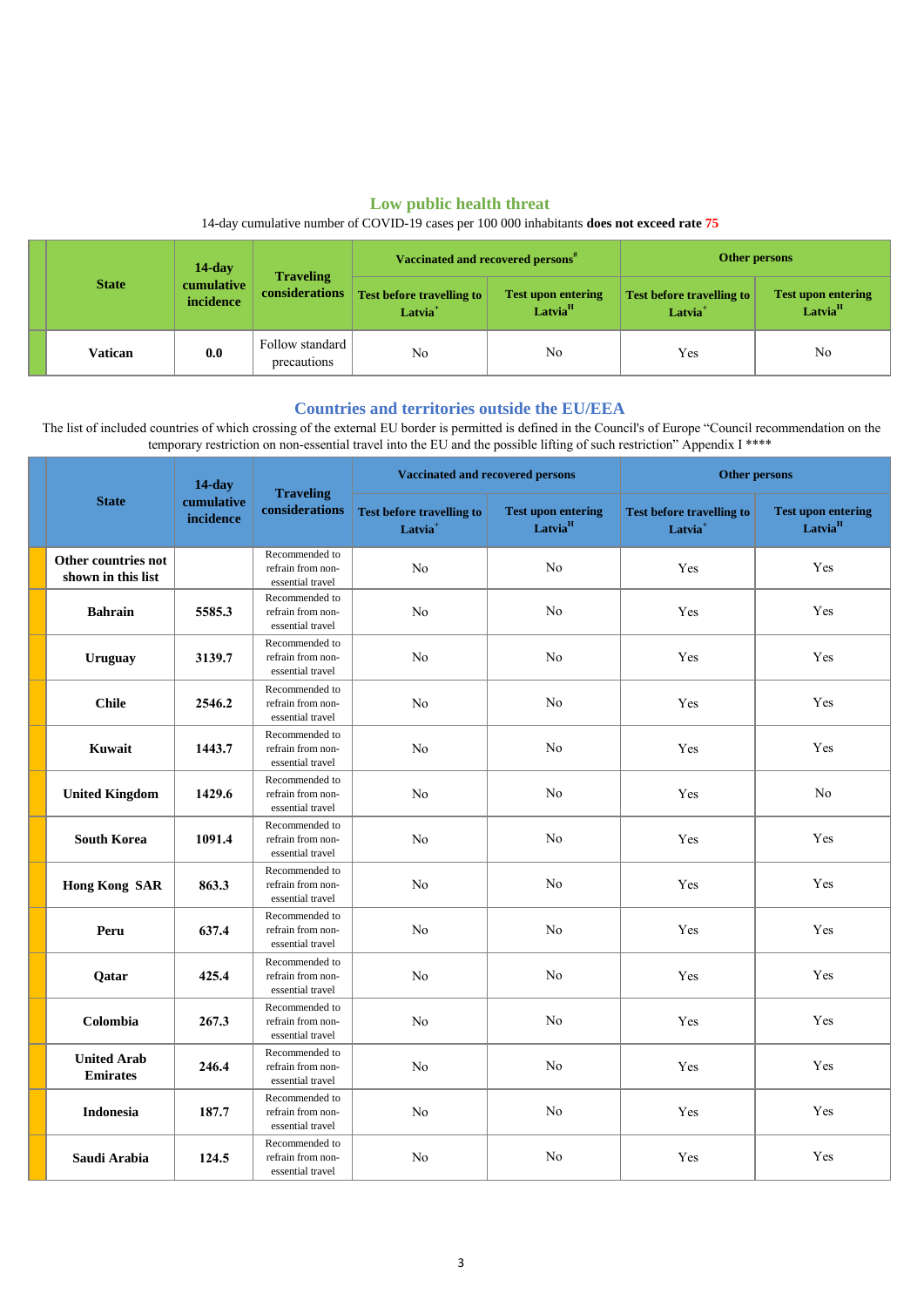## Low public health threat

14-day cumulative number of COVID-19 cases per 100 000 inhabitants **does not exceed rate 75**

| | State | 14-day cumulative incidence | Traveling considerations | Vaccinated and recovered persons[#] | | Other persons | |
|---|---|---|---|---|---|---|---|
| | | | | Test before travelling to Latvia[+] | Test upon entering Latvia[H] | Test before travelling to Latvia[+] | Test upon entering Latvia[H] |
| | **Vatican** | **0.0** | Follow standard precautions | No | No | Yes | No |

## Countries and territories outside the EU/EEA

The list of included countries of which crossing of the external EU border is permitted is defined in the Council's of Europe "Council recommendation on the temporary restriction on non-essential travel into the EU and the possible lifting of such restriction" Appendix I ****

| | State | 14-day cumulative incidence | Traveling considerations | Vaccinated and recovered persons | | Other persons | |
|---|---|---|---|---|---|---|---|
| | | | | Test before travelling to Latvia[+] | Test upon entering Latvia[H] | Test before travelling to Latvia[+] | Test upon entering Latvia[H] |
| | **Other countries not shown in this list** | | Recommended to refrain from non-essential travel | No | No | Yes | Yes |
| | **Bahrain** | **5585.3** | Recommended to refrain from non-essential travel | No | No | Yes | Yes |
| | **Uruguay** | **3139.7** | Recommended to refrain from non-essential travel | No | No | Yes | Yes |
| | **Chile** | **2546.2** | Recommended to refrain from non-essential travel | No | No | Yes | Yes |
| | **Kuwait** | **1443.7** | Recommended to refrain from non-essential travel | No | No | Yes | Yes |
| | **United Kingdom** | **1429.6** | Recommended to refrain from non-essential travel | No | No | Yes | No |
| | **South Korea** | **1091.4** | Recommended to refrain from non-essential travel | No | No | Yes | Yes |
| | **Hong Kong SAR** | **863.3** | Recommended to refrain from non-essential travel | No | No | Yes | Yes |
| | **Peru** | **637.4** | Recommended to refrain from non-essential travel | No | No | Yes | Yes |
| | **Qatar** | **425.4** | Recommended to refrain from non-essential travel | No | No | Yes | Yes |
| | **Colombia** | **267.3** | Recommended to refrain from non-essential travel | No | No | Yes | Yes |
| | **United Arab Emirates** | **246.4** | Recommended to refrain from non-essential travel | No | No | Yes | Yes |
| | **Indonesia** | **187.7** | Recommended to refrain from non-essential travel | No | No | Yes | Yes |
| | **Saudi Arabia** | **124.5** | Recommended to refrain from non-essential travel | No | No | Yes | Yes |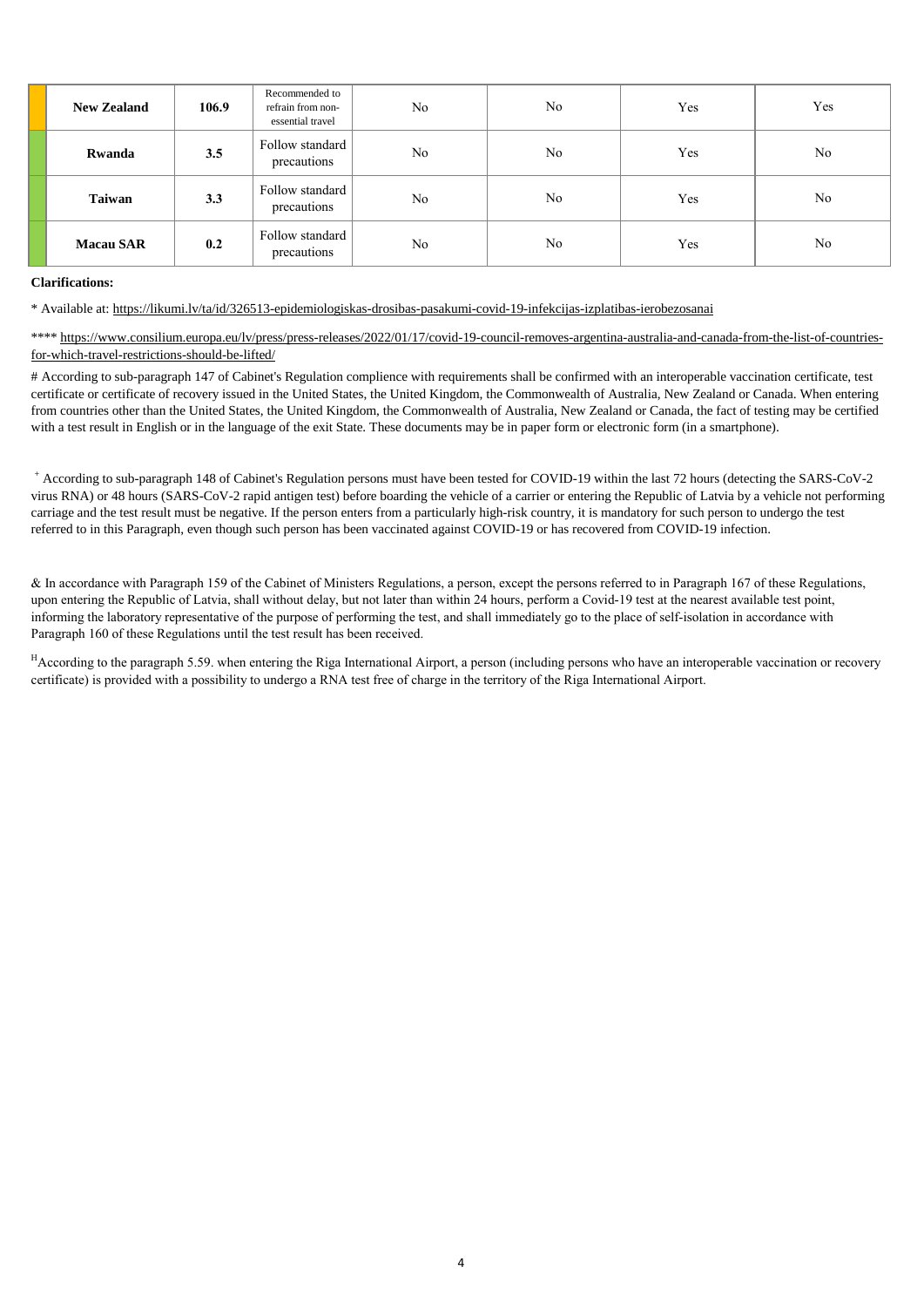| | | | | | | | |
|---|---|---|---|---|---|---|---|
| | **New Zealand** | **106.9** | Recommended to refrain from non-essential travel | No | No | Yes | Yes |
| | **Rwanda** | **3.5** | Follow standard precautions | No | No | Yes | No |
| | **Taiwan** | **3.3** | Follow standard precautions | No | No | Yes | No |
| | **Macau SAR** | **0.2** | Follow standard precautions | No | No | Yes | No |

**Clarifications:**

* Available at: https://likumi.lv/ta/id/326513-epidemiologiskas-drosibas-pasakumi-covid-19-infekcijas-izplatibas-ierobezosanai

**** https://www.consilium.europa.eu/lv/press/press-releases/2022/01/17/covid-19-council-removes-argentina-australia-and-canada-from-the-list-of-countries-for-which-travel-restrictions-should-be-lifted/

# According to sub-paragraph 147 of Cabinet's Regulation complience with requirements shall be confirmed with an interoperable vaccination certificate, test certificate or certificate of recovery issued in the United States, the United Kingdom, the Commonwealth of Australia, New Zealand or Canada. When entering from countries other than the United States, the United Kingdom, the Commonwealth of Australia, New Zealand or Canada, the fact of testing may be certified with a test result in English or in the language of the exit State. These documents may be in paper form or electronic form (in a smartphone).

[+] According to sub-paragraph 148 of Cabinet's Regulation persons must have been tested for COVID-19 within the last 72 hours (detecting the SARS-CoV-2 virus RNA) or 48 hours (SARS-CoV-2 rapid antigen test) before boarding the vehicle of a carrier or entering the Republic of Latvia by a vehicle not performing carriage and the test result must be negative. If the person enters from a particularly high-risk country, it is mandatory for such person to undergo the test referred to in this Paragraph, even though such person has been vaccinated against COVID-19 or has recovered from COVID-19 infection.

& In accordance with Paragraph 159 of the Cabinet of Ministers Regulations, a person, except the persons referred to in Paragraph 167 of these Regulations, upon entering the Republic of Latvia, shall without delay, but not later than within 24 hours, perform a Covid-19 test at the nearest available test point, informing the laboratory representative of the purpose of performing the test, and shall immediately go to the place of self-isolation in accordance with Paragraph 160 of these Regulations until the test result has been received.

[H]According to the paragraph 5.59. when entering the Riga International Airport, a person (including persons who have an interoperable vaccination or recovery certificate) is provided with a possibility to undergo a RNA test free of charge in the territory of the Riga International Airport.